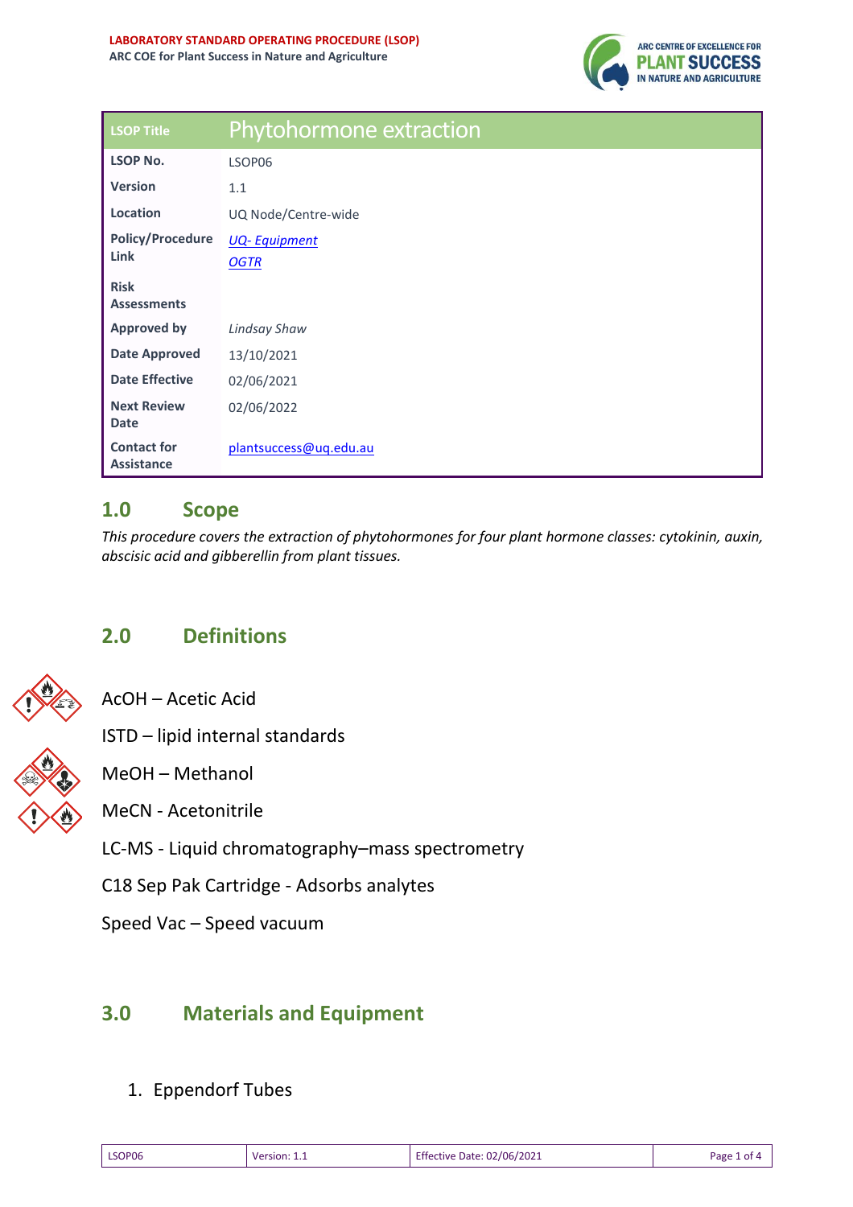**LABORATORY STANDARD OPERATING PROCEDURE (LSOP)**
**ARC COE for Plant Success in Nature and Agriculture**

| LSOP Title | Phytohormone extraction |
|---|---|
| **LSOP No.** | LSOP06 |
| **Version** | 1.1 |
| **Location** | UQ Node/Centre-wide |
| **Policy/Procedure Link** | *UQ- Equipment* *OGTR* |
| **Risk Assessments** | |
| **Approved by** | *Lindsay Shaw* |
| **Date Approved** | 13/10/2021 |
| **Date Effective** | 02/06/2021 |
| **Next Review Date** | 02/06/2022 |
| **Contact for Assistance** | plantsuccess@uq.edu.au |

## 1.0 Scope

*This procedure covers the extraction of phytohormones for four plant hormone classes: cytokinin, auxin, abscisic acid and gibberellin from plant tissues.*

## 2.0 Definitions

AcOH – Acetic Acid

ISTD – lipid internal standards

MeOH – Methanol

MeCN - Acetonitrile

LC-MS - Liquid chromatography–mass spectrometry

C18 Sep Pak Cartridge - Adsorbs analytes

Speed Vac – Speed vacuum

## 3.0 Materials and Equipment

1. Eppendorf Tubes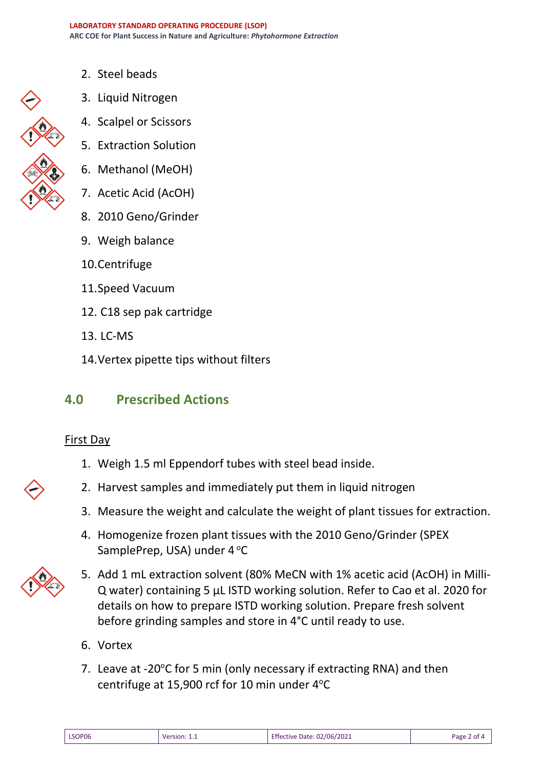2. Steel beads
3. Liquid Nitrogen
4. Scalpel or Scissors
5. Extraction Solution
6. Methanol (MeOH)
7. Acetic Acid (AcOH)
8. 2010 Geno/Grinder
9. Weigh balance
10. Centrifuge
11. Speed Vacuum
12. C18 sep pak cartridge
13. LC-MS
14. Vertex pipette tips without filters

## 4.0 Prescribed Actions

First Day

1. Weigh 1.5 ml Eppendorf tubes with steel bead inside.
2. Harvest samples and immediately put them in liquid nitrogen
3. Measure the weight and calculate the weight of plant tissues for extraction.
4. Homogenize frozen plant tissues with the 2010 Geno/Grinder (SPEX SamplePrep, USA) under 4 °C
5. Add 1 mL extraction solvent (80% MeCN with 1% acetic acid (AcOH) in Milli-Q water) containing 5 µL ISTD working solution. Refer to Cao et al. 2020 for details on how to prepare ISTD working solution. Prepare fresh solvent before grinding samples and store in 4°C until ready to use.
6. Vortex
7. Leave at -20°C for 5 min (only necessary if extracting RNA) and then centrifuge at 15,900 rcf for 10 min under 4°C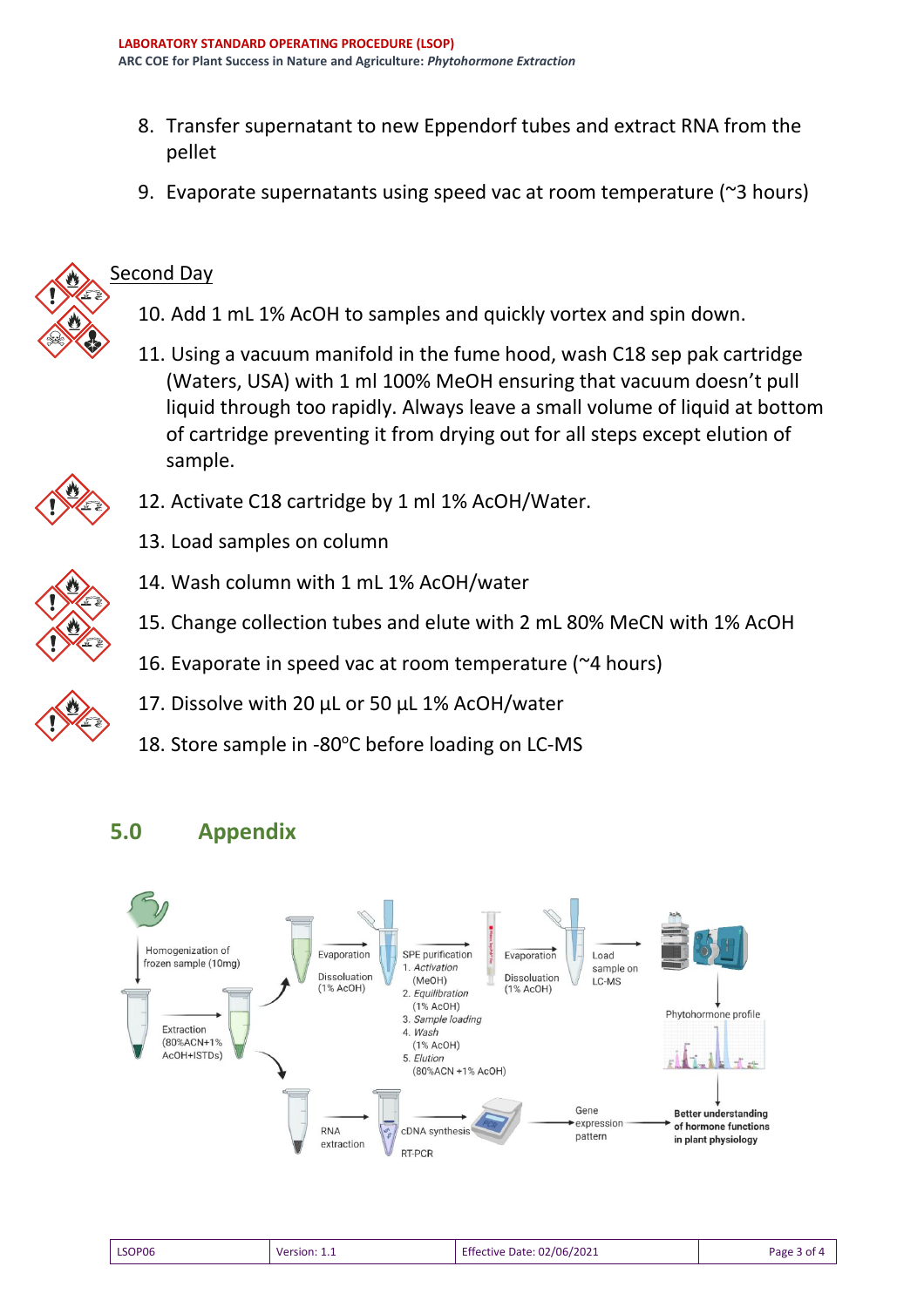8. Transfer supernatant to new Eppendorf tubes and extract RNA from the pellet
9. Evaporate supernatants using speed vac at room temperature (~3 hours)

Second Day

10. Add 1 mL 1% AcOH to samples and quickly vortex and spin down.
11. Using a vacuum manifold in the fume hood, wash C18 sep pak cartridge (Waters, USA) with 1 ml 100% MeOH ensuring that vacuum doesn't pull liquid through too rapidly. Always leave a small volume of liquid at bottom of cartridge preventing it from drying out for all steps except elution of sample.
12. Activate C18 cartridge by 1 ml 1% AcOH/Water.
13. Load samples on column
14. Wash column with 1 mL 1% AcOH/water
15. Change collection tubes and elute with 2 mL 80% MeCN with 1% AcOH
16. Evaporate in speed vac at room temperature (~4 hours)
17. Dissolve with 20 µL or 50 µL 1% AcOH/water
18. Store sample in -80°C before loading on LC-MS

## 5.0 Appendix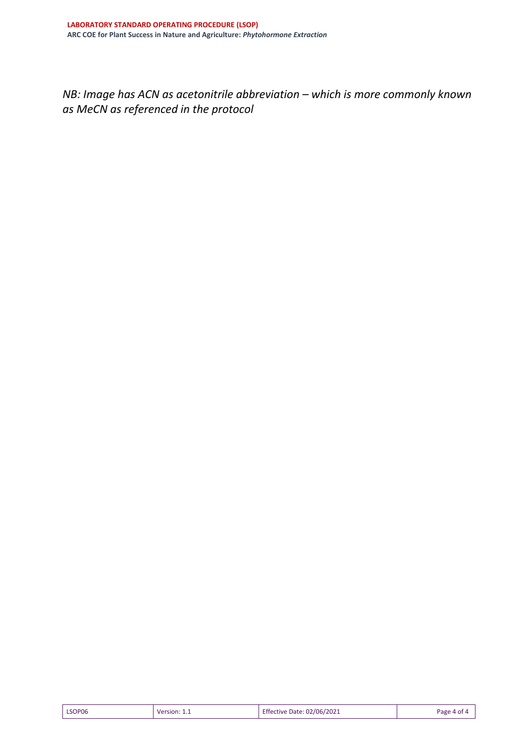*NB: Image has ACN as acetonitrile abbreviation – which is more commonly known as MeCN as referenced in the protocol*